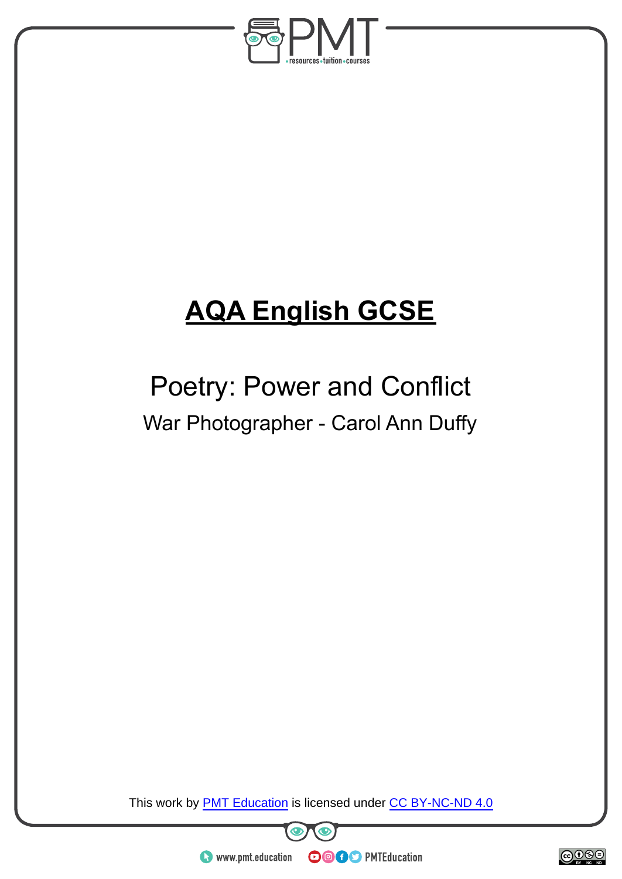# AQA English GCSE

## Poetry: Power and Conflict

### War Photographer - Carol Ann Duffy

This work by PMT Education is licensed under CC BY-NC-ND 4.0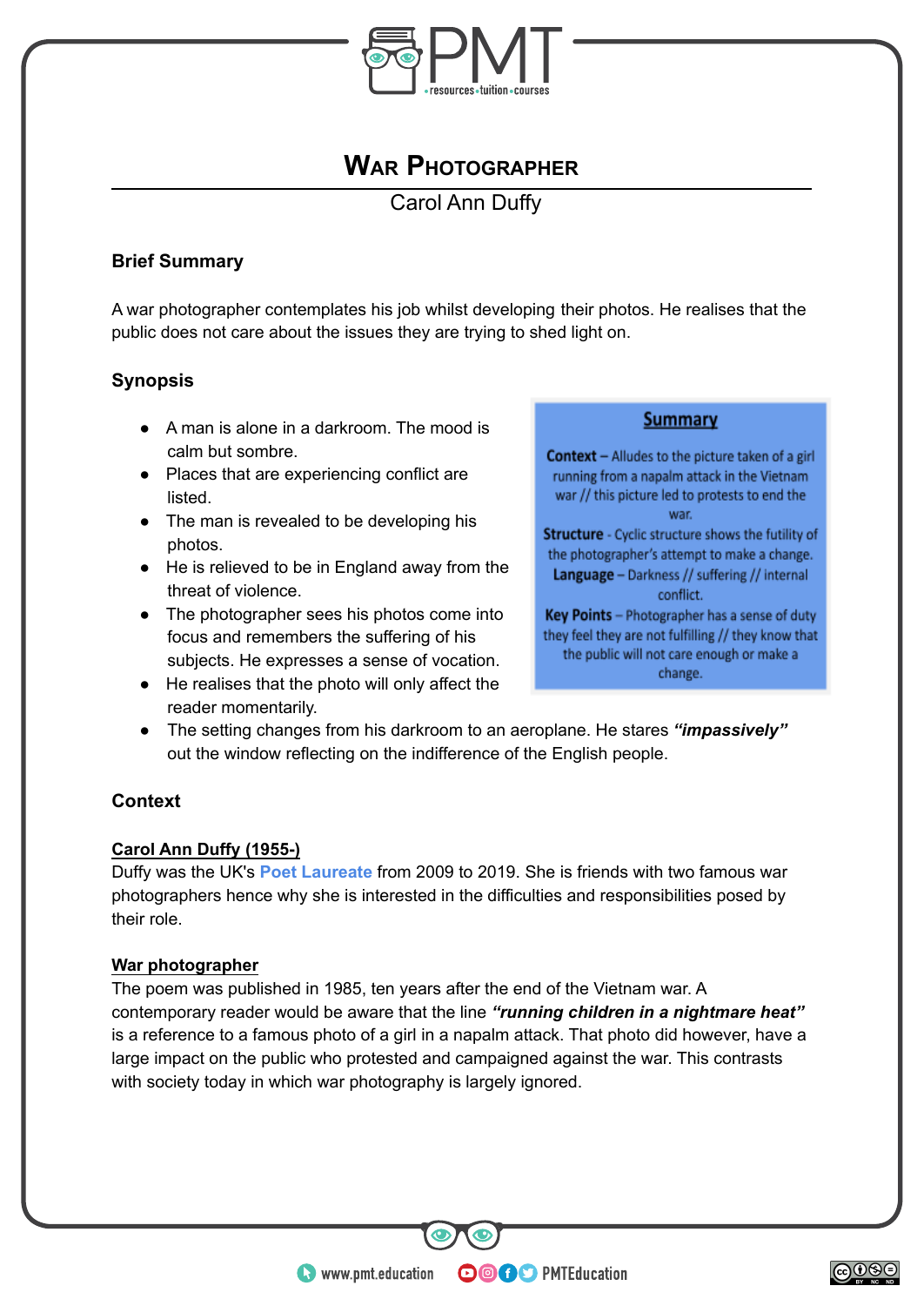# War Photographer

Carol Ann Duffy

## Brief Summary

A war photographer contemplates his job whilst developing their photos. He realises that the public does not care about the issues they are trying to shed light on.

## Synopsis

- A man is alone in a darkroom. The mood is calm but sombre.
- Places that are experiencing conflict are listed.
- The man is revealed to be developing his photos.
- He is relieved to be in England away from the threat of violence.
- The photographer sees his photos come into focus and remembers the suffering of his subjects. He expresses a sense of vocation.
- He realises that the photo will only affect the reader momentarily.
- The setting changes from his darkroom to an aeroplane. He stares ***"impassively"*** out the window reflecting on the indifference of the English people.

**Summary**

**Context** – Alludes to the picture taken of a girl running from a napalm attack in the Vietnam war // this picture led to protests to end the war.

**Structure** - Cyclic structure shows the futility of the photographer's attempt to make a change.

**Language** – Darkness // suffering // internal conflict.

**Key Points** – Photographer has a sense of duty they feel they are not fulfilling // they know that the public will not care enough or make a change.

## Context

**Carol Ann Duffy (1955-)**

Duffy was the UK's **Poet Laureate** from 2009 to 2019. She is friends with two famous war photographers hence why she is interested in the difficulties and responsibilities posed by their role.

**War photographer**

The poem was published in 1985, ten years after the end of the Vietnam war. A contemporary reader would be aware that the line ***"running children in a nightmare heat"*** is a reference to a famous photo of a girl in a napalm attack. That photo did however, have a large impact on the public who protested and campaigned against the war. This contrasts with society today in which war photography is largely ignored.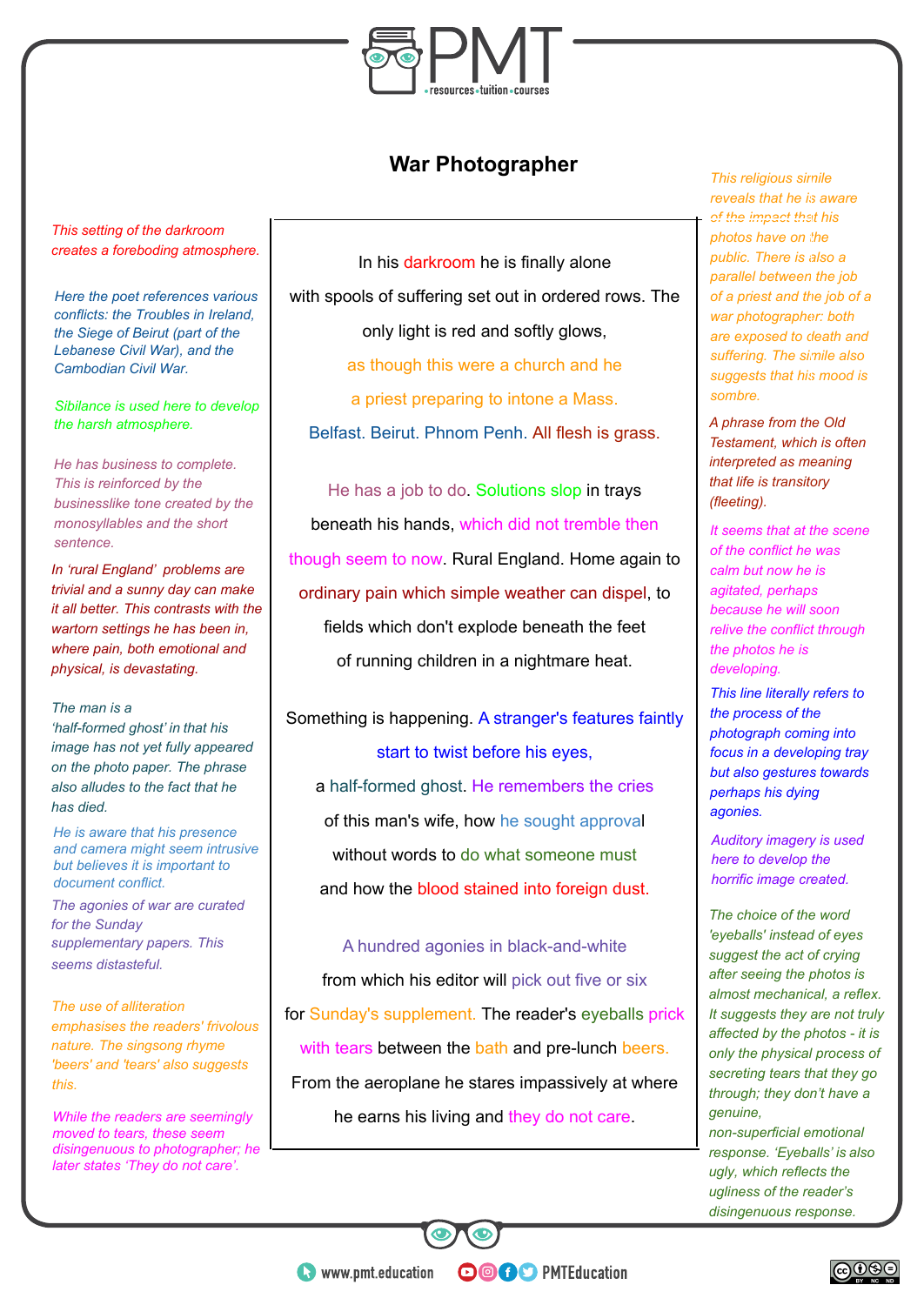# War Photographer

In his darkroom he is finally alone
with spools of suffering set out in ordered rows. The
only light is red and softly glows,
as though this were a church and he
a priest preparing to intone a Mass.
Belfast. Beirut. Phnom Penh. All flesh is grass.

He has a job to do. Solutions slop in trays
beneath his hands, which did not tremble then
though seem to now. Rural England. Home again to
ordinary pain which simple weather can dispel, to
fields which don't explode beneath the feet
of running children in a nightmare heat.

Something is happening. A stranger's features faintly
start to twist before his eyes,
a half-formed ghost. He remembers the cries
of this man's wife, how he sought approval
without words to do what someone must
and how the blood stained into foreign dust.

A hundred agonies in black-and-white
from which his editor will pick out five or six
for Sunday's supplement. The reader's eyeballs prick
with tears between the bath and pre-lunch beers.
From the aeroplane he stares impassively at where
he earns his living and they do not care.

---

*This setting of the darkroom creates a foreboding atmosphere.*

*Here the poet references various conflicts: the Troubles in Ireland, the Siege of Beirut (part of the Lebanese Civil War), and the Cambodian Civil War.*

*Sibilance is used here to develop the harsh atmosphere.*

*He has business to complete. This is reinforced by the businesslike tone created by the monosyllables and the short sentence.*

*In 'rural England' problems are trivial and a sunny day can make it all better. This contrasts with the wartorn settings he has been in, where pain, both emotional and physical, is devastating.*

*The man is a 'half-formed ghost' in that his image has not yet fully appeared on the photo paper. The phrase also alludes to the fact that he has died.*

*He is aware that his presence and camera might seem intrusive but believes it is important to document conflict.*

*The agonies of war are curated for the Sunday supplementary papers. This seems distasteful.*

*The use of alliteration emphasises the readers' frivolous nature. The singsong rhyme 'beers' and 'tears' also suggests this.*

*While the readers are seemingly moved to tears, these seem disingenuous to photographer; he later states 'They do not care'.*

*This religious simile reveals that he is aware of the impact that his photos have on the public. There is also a parallel between the job of a priest and the job of a war photographer: both are exposed to death and suffering. The simile also suggests that his mood is sombre.*

*A phrase from the Old Testament, which is often interpreted as meaning that life is transitory (fleeting).*

*It seems that at the scene of the conflict he was calm but now he is agitated, perhaps because he will soon relive the conflict through the photos he is developing.*

*This line literally refers to the process of the photograph coming into focus in a developing tray but also gestures towards perhaps his dying agonies.*

*Auditory imagery is used here to develop the horrific image created.*

*The choice of the word 'eyeballs' instead of eyes suggest the act of crying after seeing the photos is almost mechanical, a reflex. It suggests they are not truly affected by the photos - it is only the physical process of secreting tears that they go through; they don't have a genuine, non-superficial emotional response. 'Eyeballs' is also ugly, which reflects the ugliness of the reader's disingenuous response.*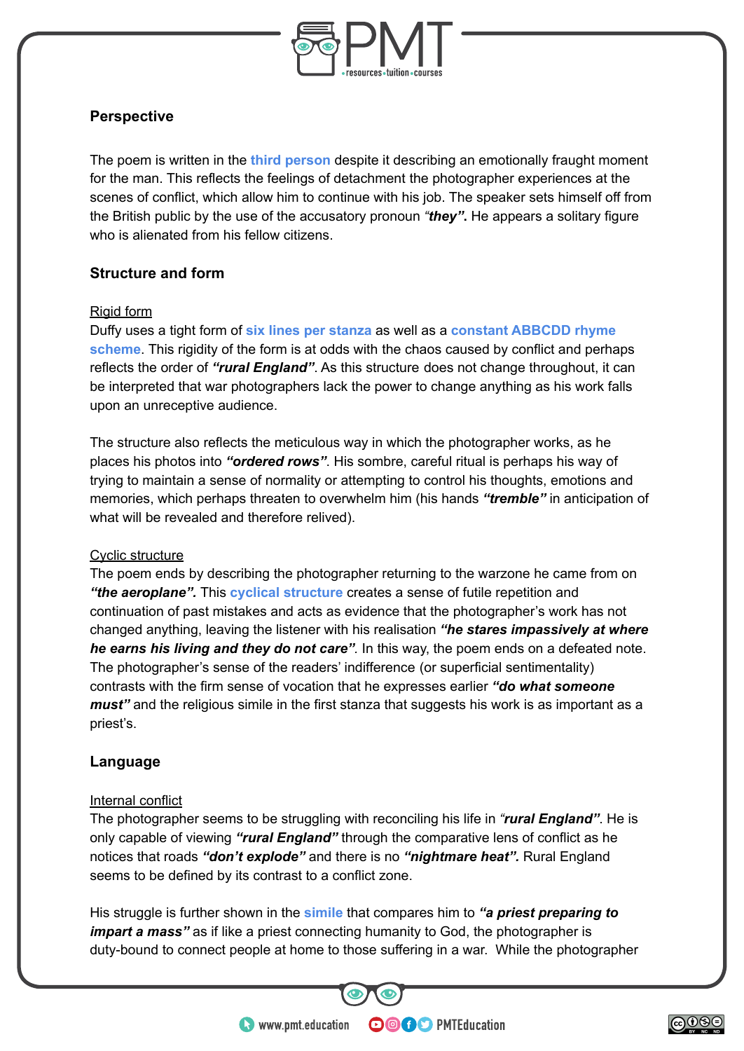## Perspective

The poem is written in the **third person** despite it describing an emotionally fraught moment for the man. This reflects the feelings of detachment the photographer experiences at the scenes of conflict, which allow him to continue with his job. The speaker sets himself off from the British public by the use of the accusatory pronoun ***"they"***. He appears a solitary figure who is alienated from his fellow citizens.

## Structure and form

Rigid form

Duffy uses a tight form of **six lines per stanza** as well as a **constant ABBCDD rhyme scheme**. This rigidity of the form is at odds with the chaos caused by conflict and perhaps reflects the order of ***"rural England"***. As this structure does not change throughout, it can be interpreted that war photographers lack the power to change anything as his work falls upon an unreceptive audience.

The structure also reflects the meticulous way in which the photographer works, as he places his photos into ***"ordered rows"***. His sombre, careful ritual is perhaps his way of trying to maintain a sense of normality or attempting to control his thoughts, emotions and memories, which perhaps threaten to overwhelm him (his hands ***"tremble"*** in anticipation of what will be revealed and therefore relived).

Cyclic structure

The poem ends by describing the photographer returning to the warzone he came from on ***"the aeroplane"***. This **cyclical structure** creates a sense of futile repetition and continuation of past mistakes and acts as evidence that the photographer's work has not changed anything, leaving the listener with his realisation ***"he stares impassively at where he earns his living and they do not care"***. In this way, the poem ends on a defeated note. The photographer's sense of the readers' indifference (or superficial sentimentality) contrasts with the firm sense of vocation that he expresses earlier ***"do what someone must"*** and the religious simile in the first stanza that suggests his work is as important as a priest's.

## Language

Internal conflict

The photographer seems to be struggling with reconciling his life in ***"rural England"***. He is only capable of viewing ***"rural England"*** through the comparative lens of conflict as he notices that roads ***"don't explode"*** and there is no ***"nightmare heat"***. Rural England seems to be defined by its contrast to a conflict zone.

His struggle is further shown in the **simile** that compares him to ***"a priest preparing to impart a mass"*** as if like a priest connecting humanity to God, the photographer is duty-bound to connect people at home to those suffering in a war. While the photographer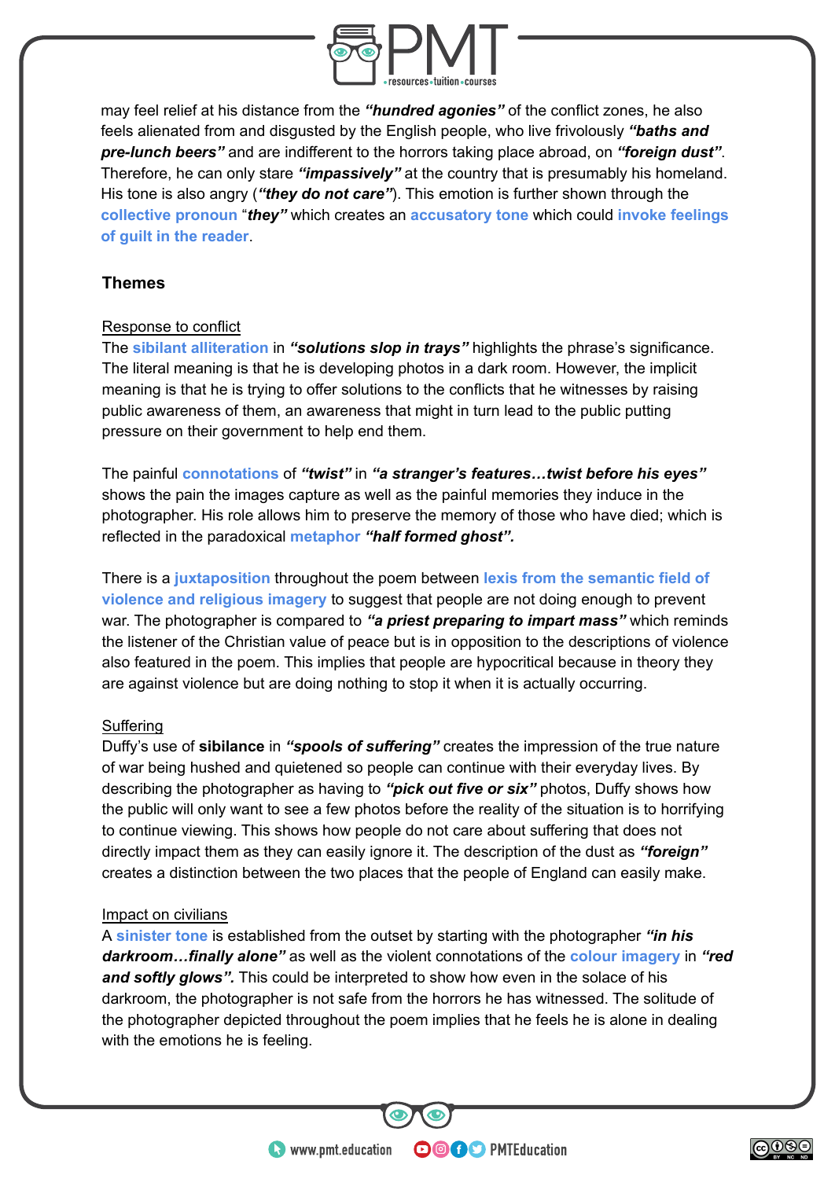may feel relief at his distance from the ***"hundred agonies"*** of the conflict zones, he also feels alienated from and disgusted by the English people, who live frivolously ***"baths and pre-lunch beers"*** and are indifferent to the horrors taking place abroad, on ***"foreign dust"***. Therefore, he can only stare ***"impassively"*** at the country that is presumably his homeland. His tone is also angry (***"they do not care"***). This emotion is further shown through the **collective pronoun** "***they"*** which creates an **accusatory tone** which could **invoke feelings of guilt in the reader**.

## Themes

Response to conflict

The **sibilant alliteration** in ***"solutions slop in trays"*** highlights the phrase's significance. The literal meaning is that he is developing photos in a dark room. However, the implicit meaning is that he is trying to offer solutions to the conflicts that he witnesses by raising public awareness of them, an awareness that might in turn lead to the public putting pressure on their government to help end them.

The painful **connotations** of ***"twist"*** in ***"a stranger's features…twist before his eyes"*** shows the pain the images capture as well as the painful memories they induce in the photographer. His role allows him to preserve the memory of those who have died; which is reflected in the paradoxical **metaphor** ***"half formed ghost".***

There is a **juxtaposition** throughout the poem between **lexis from the semantic field of violence and religious imagery** to suggest that people are not doing enough to prevent war. The photographer is compared to ***"a priest preparing to impart mass"*** which reminds the listener of the Christian value of peace but is in opposition to the descriptions of violence also featured in the poem. This implies that people are hypocritical because in theory they are against violence but are doing nothing to stop it when it is actually occurring.

Suffering

Duffy's use of **sibilance** in ***"spools of suffering"*** creates the impression of the true nature of war being hushed and quietened so people can continue with their everyday lives. By describing the photographer as having to ***"pick out five or six"*** photos, Duffy shows how the public will only want to see a few photos before the reality of the situation is to horrifying to continue viewing. This shows how people do not care about suffering that does not directly impact them as they can easily ignore it. The description of the dust as ***"foreign"*** creates a distinction between the two places that the people of England can easily make.

Impact on civilians

A **sinister tone** is established from the outset by starting with the photographer ***"in his darkroom…finally alone"*** as well as the violent connotations of the **colour imagery** in ***"red and softly glows".*** This could be interpreted to show how even in the solace of his darkroom, the photographer is not safe from the horrors he has witnessed. The solitude of the photographer depicted throughout the poem implies that he feels he is alone in dealing with the emotions he is feeling.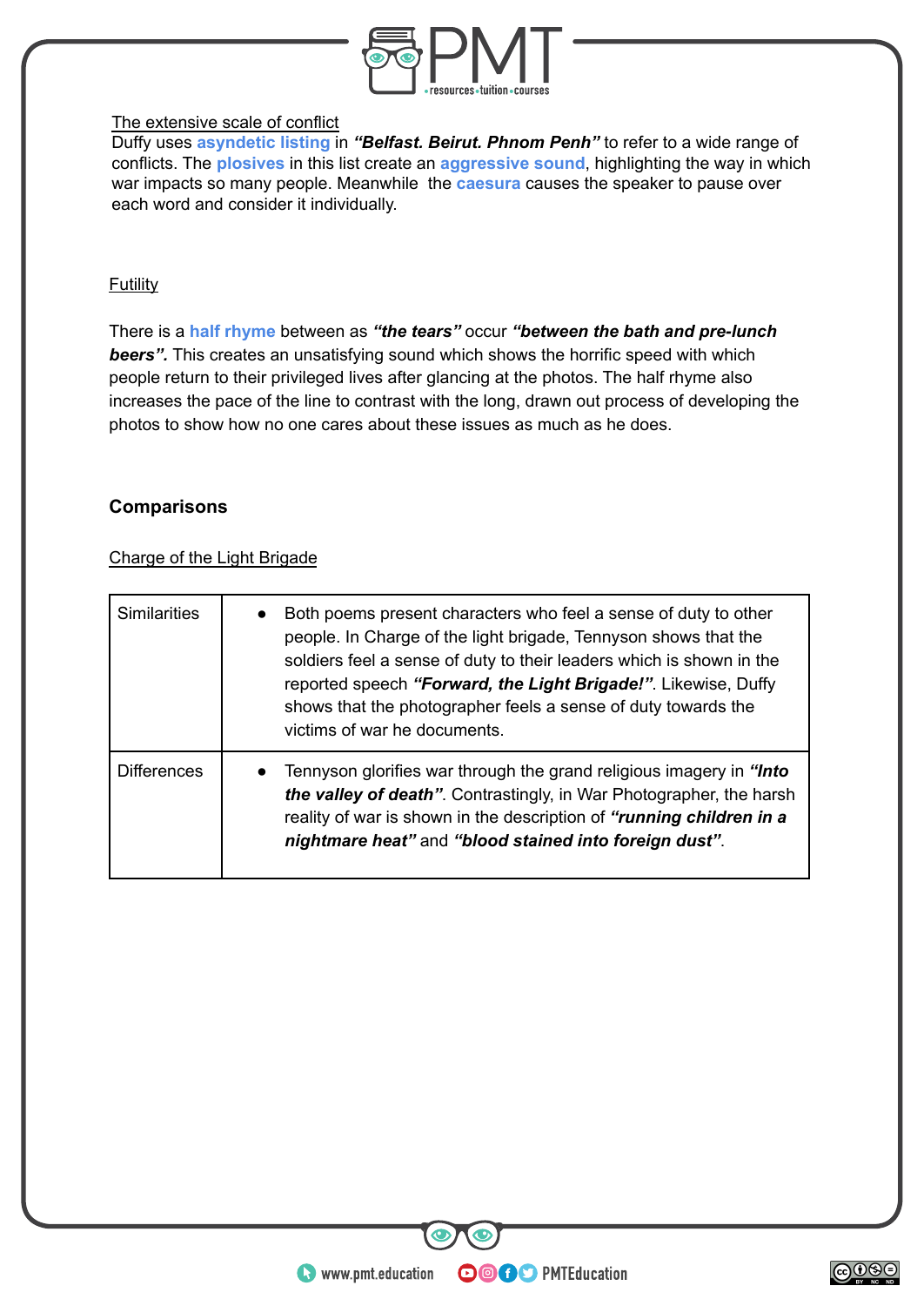<u>The extensive scale of conflict</u>

Duffy uses **asyndetic listing** in ***"Belfast. Beirut. Phnom Penh"*** to refer to a wide range of conflicts. The **plosives** in this list create an **aggressive sound**, highlighting the way in which war impacts so many people. Meanwhile the **caesura** causes the speaker to pause over each word and consider it individually.

<u>Futility</u>

There is a **half rhyme** between as ***"the tears"*** occur ***"between the bath and pre-lunch beers".*** This creates an unsatisfying sound which shows the horrific speed with which people return to their privileged lives after glancing at the photos. The half rhyme also increases the pace of the line to contrast with the long, drawn out process of developing the photos to show how no one cares about these issues as much as he does.

### Comparisons

<u>Charge of the Light Brigade</u>

| | |
|---|---|
| Similarities | • Both poems present characters who feel a sense of duty to other people. In Charge of the light brigade, Tennyson shows that the soldiers feel a sense of duty to their leaders which is shown in the reported speech ***"Forward, the Light Brigade!"***. Likewise, Duffy shows that the photographer feels a sense of duty towards the victims of war he documents. |
| Differences | • Tennyson glorifies war through the grand religious imagery in ***"Into the valley of death"***. Contrastingly, in War Photographer, the harsh reality of war is shown in the description of ***"running children in a nightmare heat"*** and ***"blood stained into foreign dust"***. |